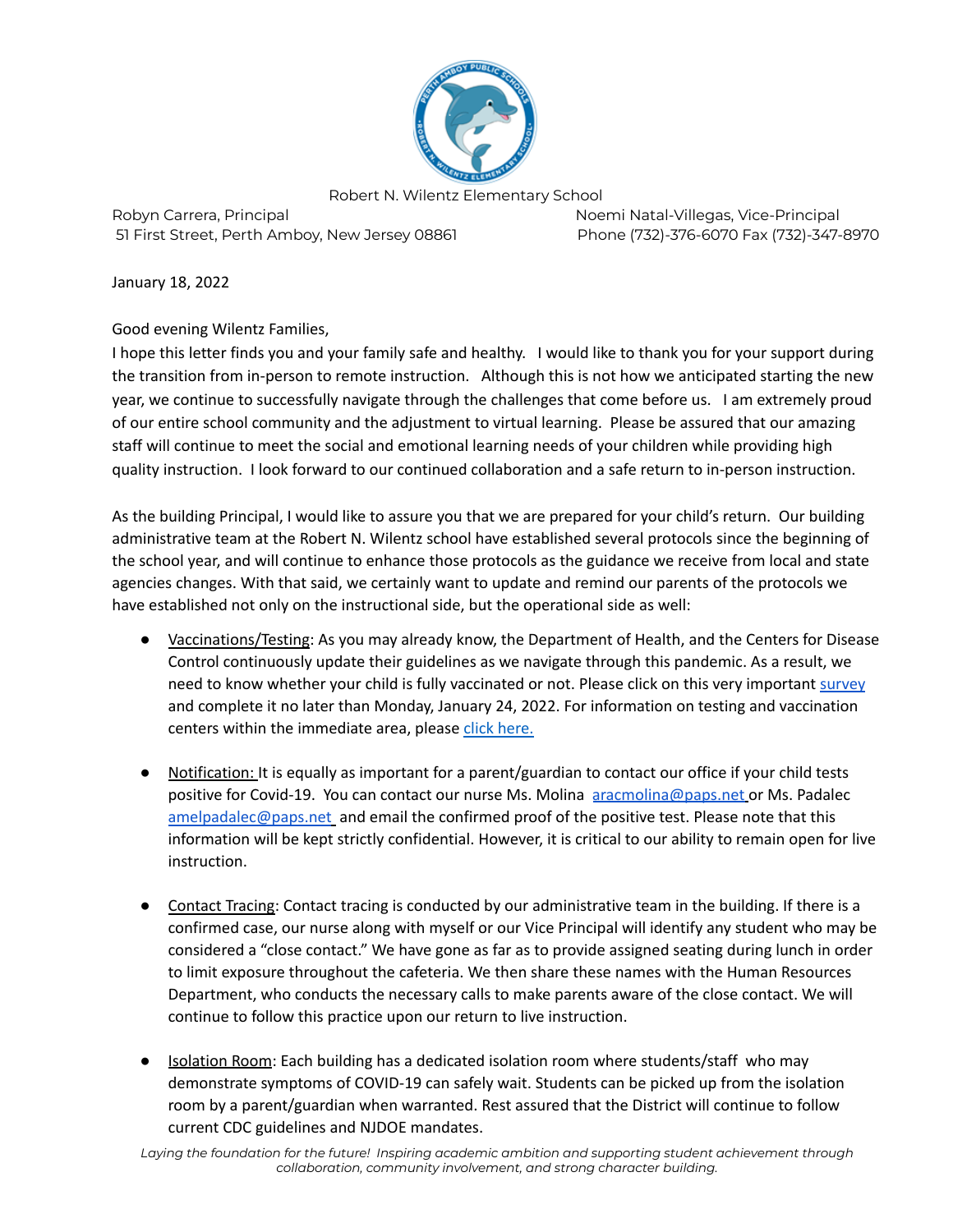Robert N. Wilentz Elementary School

Robyn Carrera, Principal
51 First Street, Perth Amboy, New Jersey 08861

Noemi Natal-Villegas, Vice-Principal
Phone (732)-376-6070 Fax (732)-347-8970

January 18, 2022

Good evening Wilentz Families,

I hope this letter finds you and your family safe and healthy. I would like to thank you for your support during the transition from in-person to remote instruction. Although this is not how we anticipated starting the new year, we continue to successfully navigate through the challenges that come before us. I am extremely proud of our entire school community and the adjustment to virtual learning. Please be assured that our amazing staff will continue to meet the social and emotional learning needs of your children while providing high quality instruction. I look forward to our continued collaboration and a safe return to in-person instruction.

As the building Principal, I would like to assure you that we are prepared for your child's return. Our building administrative team at the Robert N. Wilentz school have established several protocols since the beginning of the school year, and will continue to enhance those protocols as the guidance we receive from local and state agencies changes. With that said, we certainly want to update and remind our parents of the protocols we have established not only on the instructional side, but the operational side as well:

- Vaccinations/Testing: As you may already know, the Department of Health, and the Centers for Disease Control continuously update their guidelines as we navigate through this pandemic. As a result, we need to know whether your child is fully vaccinated or not. Please click on this very important survey and complete it no later than Monday, January 24, 2022. For information on testing and vaccination centers within the immediate area, please click here.

- Notification: It is equally as important for a parent/guardian to contact our office if your child tests positive for Covid-19. You can contact our nurse Ms. Molina aracmolina@paps.net or Ms. Padalec amelpadalec@paps.net and email the confirmed proof of the positive test. Please note that this information will be kept strictly confidential. However, it is critical to our ability to remain open for live instruction.

- Contact Tracing: Contact tracing is conducted by our administrative team in the building. If there is a confirmed case, our nurse along with myself or our Vice Principal will identify any student who may be considered a "close contact." We have gone as far as to provide assigned seating during lunch in order to limit exposure throughout the cafeteria. We then share these names with the Human Resources Department, who conducts the necessary calls to make parents aware of the close contact. We will continue to follow this practice upon our return to live instruction.

- Isolation Room: Each building has a dedicated isolation room where students/staff who may demonstrate symptoms of COVID-19 can safely wait. Students can be picked up from the isolation room by a parent/guardian when warranted. Rest assured that the District will continue to follow current CDC guidelines and NJDOE mandates.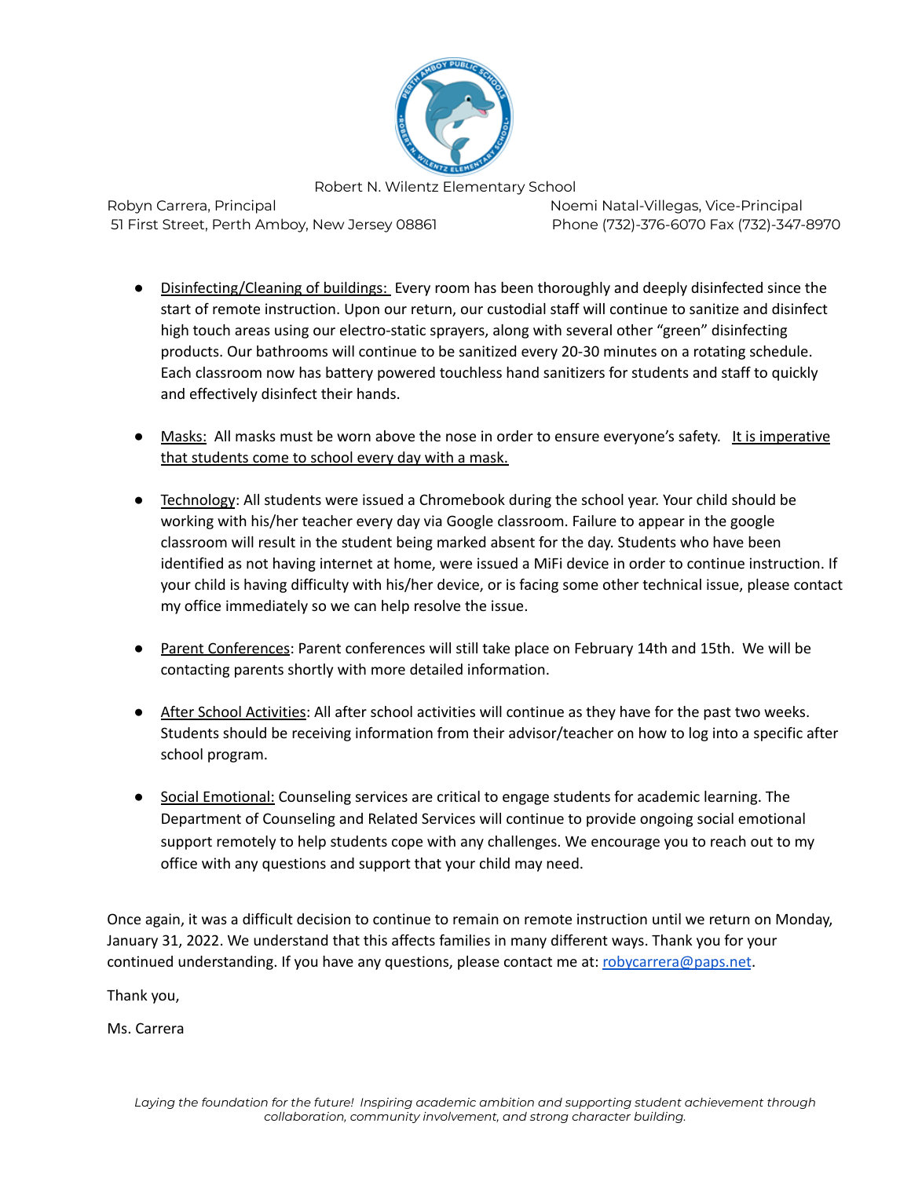Robert N. Wilentz Elementary School

Robyn Carrera, Principal
51 First Street, Perth Amboy, New Jersey 08861

Noemi Natal-Villegas, Vice-Principal
Phone (732)-376-6070 Fax (732)-347-8970

- Disinfecting/Cleaning of buildings: Every room has been thoroughly and deeply disinfected since the start of remote instruction. Upon our return, our custodial staff will continue to sanitize and disinfect high touch areas using our electro-static sprayers, along with several other "green" disinfecting products. Our bathrooms will continue to be sanitized every 20-30 minutes on a rotating schedule. Each classroom now has battery powered touchless hand sanitizers for students and staff to quickly and effectively disinfect their hands.

- Masks: All masks must be worn above the nose in order to ensure everyone's safety. It is imperative that students come to school every day with a mask.

- Technology: All students were issued a Chromebook during the school year. Your child should be working with his/her teacher every day via Google classroom. Failure to appear in the google classroom will result in the student being marked absent for the day. Students who have been identified as not having internet at home, were issued a MiFi device in order to continue instruction. If your child is having difficulty with his/her device, or is facing some other technical issue, please contact my office immediately so we can help resolve the issue.

- Parent Conferences: Parent conferences will still take place on February 14th and 15th. We will be contacting parents shortly with more detailed information.

- After School Activities: All after school activities will continue as they have for the past two weeks. Students should be receiving information from their advisor/teacher on how to log into a specific after school program.

- Social Emotional: Counseling services are critical to engage students for academic learning. The Department of Counseling and Related Services will continue to provide ongoing social emotional support remotely to help students cope with any challenges. We encourage you to reach out to my office with any questions and support that your child may need.

Once again, it was a difficult decision to continue to remain on remote instruction until we return on Monday, January 31, 2022. We understand that this affects families in many different ways. Thank you for your continued understanding. If you have any questions, please contact me at: robycarrera@paps.net.

Thank you,

Ms. Carrera

*Laying the foundation for the future! Inspiring academic ambition and supporting student achievement through collaboration, community involvement, and strong character building.*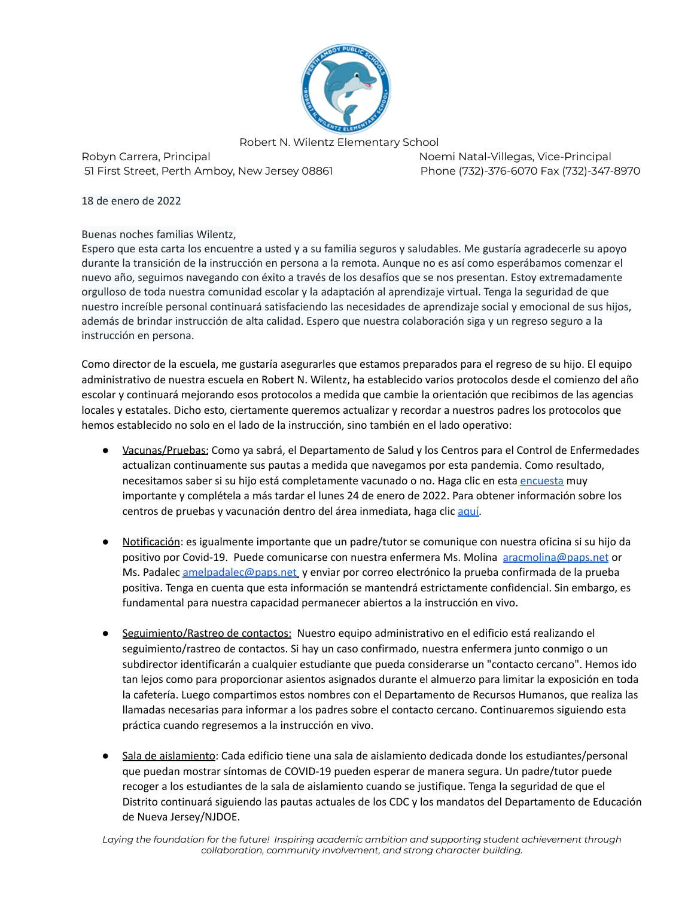Robert N. Wilentz Elementary School

Robyn Carrera, Principal
51 First Street, Perth Amboy, New Jersey 08861

Noemi Natal-Villegas, Vice-Principal
Phone (732)-376-6070 Fax (732)-347-8970

18 de enero de 2022

Buenas noches familias Wilentz,
Espero que esta carta los encuentre a usted y a su familia seguros y saludables. Me gustaría agradecerle su apoyo durante la transición de la instrucción en persona a la remota. Aunque no es así como esperábamos comenzar el nuevo año, seguimos navegando con éxito a través de los desafíos que se nos presentan. Estoy extremadamente orgulloso de toda nuestra comunidad escolar y la adaptación al aprendizaje virtual. Tenga la seguridad de que nuestro increíble personal continuará satisfaciendo las necesidades de aprendizaje social y emocional de sus hijos, además de brindar instrucción de alta calidad. Espero que nuestra colaboración siga y un regreso seguro a la instrucción en persona.

Como director de la escuela, me gustaría asegurarles que estamos preparados para el regreso de su hijo. El equipo administrativo de nuestra escuela en Robert N. Wilentz, ha establecido varios protocolos desde el comienzo del año escolar y continuará mejorando esos protocolos a medida que cambie la orientación que recibimos de las agencias locales y estatales. Dicho esto, ciertamente queremos actualizar y recordar a nuestros padres los protocolos que hemos establecido no solo en el lado de la instrucción, sino también en el lado operativo:

- Vacunas/Pruebas: Como ya sabrá, el Departamento de Salud y los Centros para el Control de Enfermedades actualizan continuamente sus pautas a medida que navegamos por esta pandemia. Como resultado, necesitamos saber si su hijo está completamente vacunado o no. Haga clic en esta encuesta muy importante y complétela a más tardar el lunes 24 de enero de 2022. Para obtener información sobre los centros de pruebas y vacunación dentro del área inmediata, haga clic aquí.

- Notificación: es igualmente importante que un padre/tutor se comunique con nuestra oficina si su hijo da positivo por Covid-19. Puede comunicarse con nuestra enfermera Ms. Molina aracmolina@paps.net or Ms. Padalec amelpadalec@paps.net y enviar por correo electrónico la prueba confirmada de la prueba positiva. Tenga en cuenta que esta información se mantendrá estrictamente confidencial. Sin embargo, es fundamental para nuestra capacidad permanecer abiertos a la instrucción en vivo.

- Seguimiento/Rastreo de contactos: Nuestro equipo administrativo en el edificio está realizando el seguimiento/rastreo de contactos. Si hay un caso confirmado, nuestra enfermera junto conmigo o un subdirector identificarán a cualquier estudiante que pueda considerarse un "contacto cercano". Hemos ido tan lejos como para proporcionar asientos asignados durante el almuerzo para limitar la exposición en toda la cafetería. Luego compartimos estos nombres con el Departamento de Recursos Humanos, que realiza las llamadas necesarias para informar a los padres sobre el contacto cercano. Continuaremos siguiendo esta práctica cuando regresemos a la instrucción en vivo.

- Sala de aislamiento: Cada edificio tiene una sala de aislamiento dedicada donde los estudiantes/personal que puedan mostrar síntomas de COVID-19 pueden esperar de manera segura. Un padre/tutor puede recoger a los estudiantes de la sala de aislamiento cuando se justifique. Tenga la seguridad de que el Distrito continuará siguiendo las pautas actuales de los CDC y los mandatos del Departamento de Educación de Nueva Jersey/NJDOE.

*Laying the foundation for the future! Inspiring academic ambition and supporting student achievement through collaboration, community involvement, and strong character building.*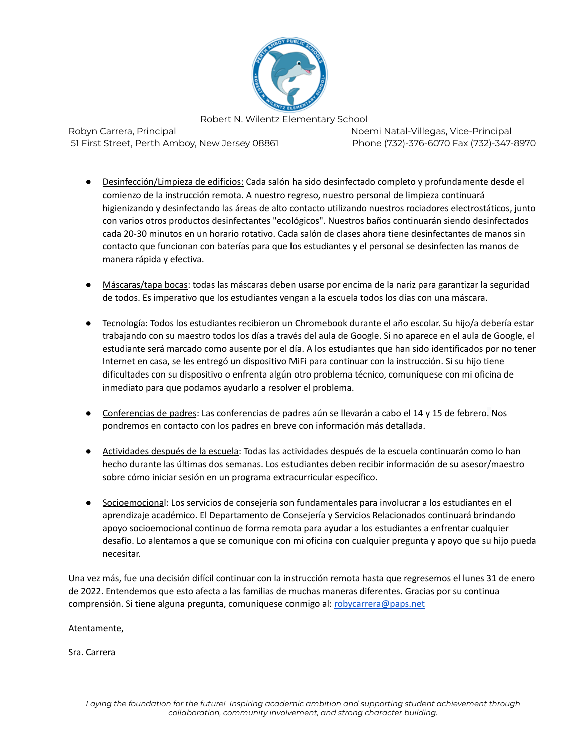Robert N. Wilentz Elementary School

Robyn Carrera, Principal
51 First Street, Perth Amboy, New Jersey 08861

Noemi Natal-Villegas, Vice-Principal
Phone (732)-376-6070 Fax (732)-347-8970

- Desinfección/Limpieza de edificios: Cada salón ha sido desinfectado completo y profundamente desde el comienzo de la instrucción remota. A nuestro regreso, nuestro personal de limpieza continuará higienizando y desinfectando las áreas de alto contacto utilizando nuestros rociadores electrostáticos, junto con varios otros productos desinfectantes "ecológicos". Nuestros baños continuarán siendo desinfectados cada 20-30 minutos en un horario rotativo. Cada salón de clases ahora tiene desinfectantes de manos sin contacto que funcionan con baterías para que los estudiantes y el personal se desinfecten las manos de manera rápida y efectiva.

- Máscaras/tapa bocas: todas las máscaras deben usarse por encima de la nariz para garantizar la seguridad de todos. Es imperativo que los estudiantes vengan a la escuela todos los días con una máscara.

- Tecnología: Todos los estudiantes recibieron un Chromebook durante el año escolar. Su hijo/a debería estar trabajando con su maestro todos los días a través del aula de Google. Si no aparece en el aula de Google, el estudiante será marcado como ausente por el día. A los estudiantes que han sido identificados por no tener Internet en casa, se les entregó un dispositivo MiFi para continuar con la instrucción. Si su hijo tiene dificultades con su dispositivo o enfrenta algún otro problema técnico, comuníquese con mi oficina de inmediato para que podamos ayudarlo a resolver el problema.

- Conferencias de padres: Las conferencias de padres aún se llevarán a cabo el 14 y 15 de febrero. Nos pondremos en contacto con los padres en breve con información más detallada.

- Actividades después de la escuela: Todas las actividades después de la escuela continuarán como lo han hecho durante las últimas dos semanas. Los estudiantes deben recibir información de su asesor/maestro sobre cómo iniciar sesión en un programa extracurricular específico.

- Socioemocional: Los servicios de consejería son fundamentales para involucrar a los estudiantes en el aprendizaje académico. El Departamento de Consejería y Servicios Relacionados continuará brindando apoyo socioemocional continuo de forma remota para ayudar a los estudiantes a enfrentar cualquier desafío. Lo alentamos a que se comunique con mi oficina con cualquier pregunta y apoyo que su hijo pueda necesitar.

Una vez más, fue una decisión difícil continuar con la instrucción remota hasta que regresemos el lunes 31 de enero de 2022. Entendemos que esto afecta a las familias de muchas maneras diferentes. Gracias por su continua comprensión. Si tiene alguna pregunta, comuníquese conmigo al: robycarrera@paps.net

Atentamente,

Sra. Carrera

*Laying the foundation for the future! Inspiring academic ambition and supporting student achievement through collaboration, community involvement, and strong character building.*